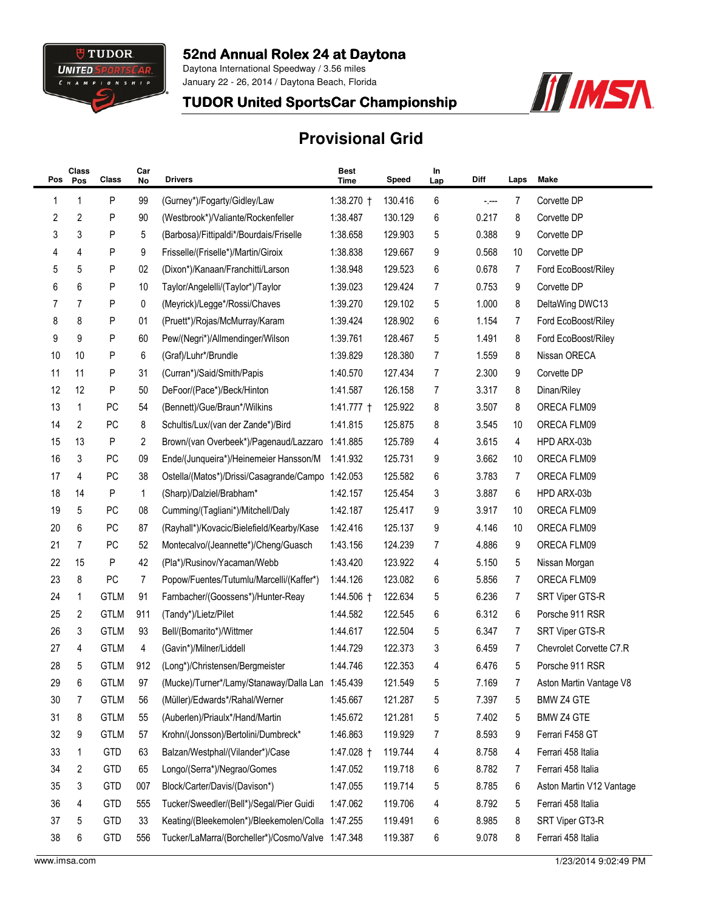# 52nd Annual Rolex 24 at Daytona

Daytona International Speedway / 3.56 miles
January 22 - 26, 2014 / Daytona Beach, Florida

## TUDOR United SportsCar Championship

## Provisional Grid

| Pos | Class Pos | Class | Car No | Drivers | Best Time | Speed | In Lap | Diff | Laps | Make |
|---|---|---|---|---|---|---|---|---|---|---|
| 1 | 1 | P | 99 | (Gurney*)/Fogarty/Gidley/Law | 1:38.270 † | 130.416 | 6 | -.--- | 7 | Corvette DP |
| 2 | 2 | P | 90 | (Westbrook*)/Valiante/Rockenfeller | 1:38.487 | 130.129 | 6 | 0.217 | 8 | Corvette DP |
| 3 | 3 | P | 5 | (Barbosa)/Fittipaldi*/Bourdais/Friselle | 1:38.658 | 129.903 | 5 | 0.388 | 9 | Corvette DP |
| 4 | 4 | P | 9 | Frisselle/(Friselle*)/Martin/Giroix | 1:38.838 | 129.667 | 9 | 0.568 | 10 | Corvette DP |
| 5 | 5 | P | 02 | (Dixon*)/Kanaan/Franchitti/Larson | 1:38.948 | 129.523 | 6 | 0.678 | 7 | Ford EcoBoost/Riley |
| 6 | 6 | P | 10 | Taylor/Angelelli/(Taylor*)/Taylor | 1:39.023 | 129.424 | 7 | 0.753 | 9 | Corvette DP |
| 7 | 7 | P | 0 | (Meyrick)/Legge*/Rossi/Chaves | 1:39.270 | 129.102 | 5 | 1.000 | 8 | DeltaWing DWC13 |
| 8 | 8 | P | 01 | (Pruett*)/Rojas/McMurray/Karam | 1:39.424 | 128.902 | 6 | 1.154 | 7 | Ford EcoBoost/Riley |
| 9 | 9 | P | 60 | Pew/(Negri*)/Allmendinger/Wilson | 1:39.761 | 128.467 | 5 | 1.491 | 8 | Ford EcoBoost/Riley |
| 10 | 10 | P | 6 | (Graf)/Luhr*/Brundle | 1:39.829 | 128.380 | 7 | 1.559 | 8 | Nissan ORECA |
| 11 | 11 | P | 31 | (Curran*)/Said/Smith/Papis | 1:40.570 | 127.434 | 7 | 2.300 | 9 | Corvette DP |
| 12 | 12 | P | 50 | DeFoor/(Pace*)/Beck/Hinton | 1:41.587 | 126.158 | 7 | 3.317 | 8 | Dinan/Riley |
| 13 | 1 | PC | 54 | (Bennett)/Gue/Braun*/Wilkins | 1:41.777 † | 125.922 | 8 | 3.507 | 8 | ORECA FLM09 |
| 14 | 2 | PC | 8 | Schultis/Lux/(van der Zande*)/Bird | 1:41.815 | 125.875 | 8 | 3.545 | 10 | ORECA FLM09 |
| 15 | 13 | P | 2 | Brown/(van Overbeek*)/Pagenaud/Lazzaro | 1:41.885 | 125.789 | 4 | 3.615 | 4 | HPD ARX-03b |
| 16 | 3 | PC | 09 | Ende/(Junqueira*)/Heinemeier Hansson/M | 1:41.932 | 125.731 | 9 | 3.662 | 10 | ORECA FLM09 |
| 17 | 4 | PC | 38 | Ostella/(Matos*)/Drissi/Casagrande/Campo | 1:42.053 | 125.582 | 6 | 3.783 | 7 | ORECA FLM09 |
| 18 | 14 | P | 1 | (Sharp)/Dalziel/Brabham* | 1:42.157 | 125.454 | 3 | 3.887 | 6 | HPD ARX-03b |
| 19 | 5 | PC | 08 | Cumming/(Tagliani*)/Mitchell/Daly | 1:42.187 | 125.417 | 9 | 3.917 | 10 | ORECA FLM09 |
| 20 | 6 | PC | 87 | (Rayhall*)/Kovacic/Bielefield/Kearby/Kase | 1:42.416 | 125.137 | 9 | 4.146 | 10 | ORECA FLM09 |
| 21 | 7 | PC | 52 | Montecalvo/(Jeannette*)/Cheng/Guasch | 1:43.156 | 124.239 | 7 | 4.886 | 9 | ORECA FLM09 |
| 22 | 15 | P | 42 | (Pla*)/Rusinov/Yacaman/Webb | 1:43.420 | 123.922 | 4 | 5.150 | 5 | Nissan Morgan |
| 23 | 8 | PC | 7 | Popow/Fuentes/Tutumlu/Marcelli/(Kaffer*) | 1:44.126 | 123.082 | 6 | 5.856 | 7 | ORECA FLM09 |
| 24 | 1 | GTLM | 91 | Farnbacher/(Goossens*)/Hunter-Reay | 1:44.506 † | 122.634 | 5 | 6.236 | 7 | SRT Viper GTS-R |
| 25 | 2 | GTLM | 911 | (Tandy*)/Lietz/Pilet | 1:44.582 | 122.545 | 6 | 6.312 | 6 | Porsche 911 RSR |
| 26 | 3 | GTLM | 93 | Bell/(Bomarito*)/Wittmer | 1:44.617 | 122.504 | 5 | 6.347 | 7 | SRT Viper GTS-R |
| 27 | 4 | GTLM | 4 | (Gavin*)/Milner/Liddell | 1:44.729 | 122.373 | 3 | 6.459 | 7 | Chevrolet Corvette C7.R |
| 28 | 5 | GTLM | 912 | (Long*)/Christensen/Bergmeister | 1:44.746 | 122.353 | 4 | 6.476 | 5 | Porsche 911 RSR |
| 29 | 6 | GTLM | 97 | (Mucke)/Turner*/Lamy/Stanaway/Dalla Lan | 1:45.439 | 121.549 | 5 | 7.169 | 7 | Aston Martin Vantage V8 |
| 30 | 7 | GTLM | 56 | (Müller)/Edwards*/Rahal/Werner | 1:45.667 | 121.287 | 5 | 7.397 | 5 | BMW Z4 GTE |
| 31 | 8 | GTLM | 55 | (Auberlen)/Priaulx*/Hand/Martin | 1:45.672 | 121.281 | 5 | 7.402 | 5 | BMW Z4 GTE |
| 32 | 9 | GTLM | 57 | Krohn/(Jonsson)/Bertolini/Dumbreck* | 1:46.863 | 119.929 | 7 | 8.593 | 9 | Ferrari F458 GT |
| 33 | 1 | GTD | 63 | Balzan/Westphal/(Vilander*)/Case | 1:47.028 † | 119.744 | 4 | 8.758 | 4 | Ferrari 458 Italia |
| 34 | 2 | GTD | 65 | Longo/(Serra*)/Negrao/Gomes | 1:47.052 | 119.718 | 6 | 8.782 | 7 | Ferrari 458 Italia |
| 35 | 3 | GTD | 007 | Block/Carter/Davis/(Davison*) | 1:47.055 | 119.714 | 5 | 8.785 | 6 | Aston Martin V12 Vantage |
| 36 | 4 | GTD | 555 | Tucker/Sweedler/(Bell*)/Segal/Pier Guidi | 1:47.062 | 119.706 | 4 | 8.792 | 5 | Ferrari 458 Italia |
| 37 | 5 | GTD | 33 | Keating/(Bleekemolen*)/Bleekemolen/Colla | 1:47.255 | 119.491 | 6 | 8.985 | 8 | SRT Viper GT3-R |
| 38 | 6 | GTD | 556 | Tucker/LaMarra/(Borcheller*)/Cosmo/Valve | 1:47.348 | 119.387 | 6 | 9.078 | 8 | Ferrari 458 Italia |

www.imsa.com 1/23/2014 9:02:49 PM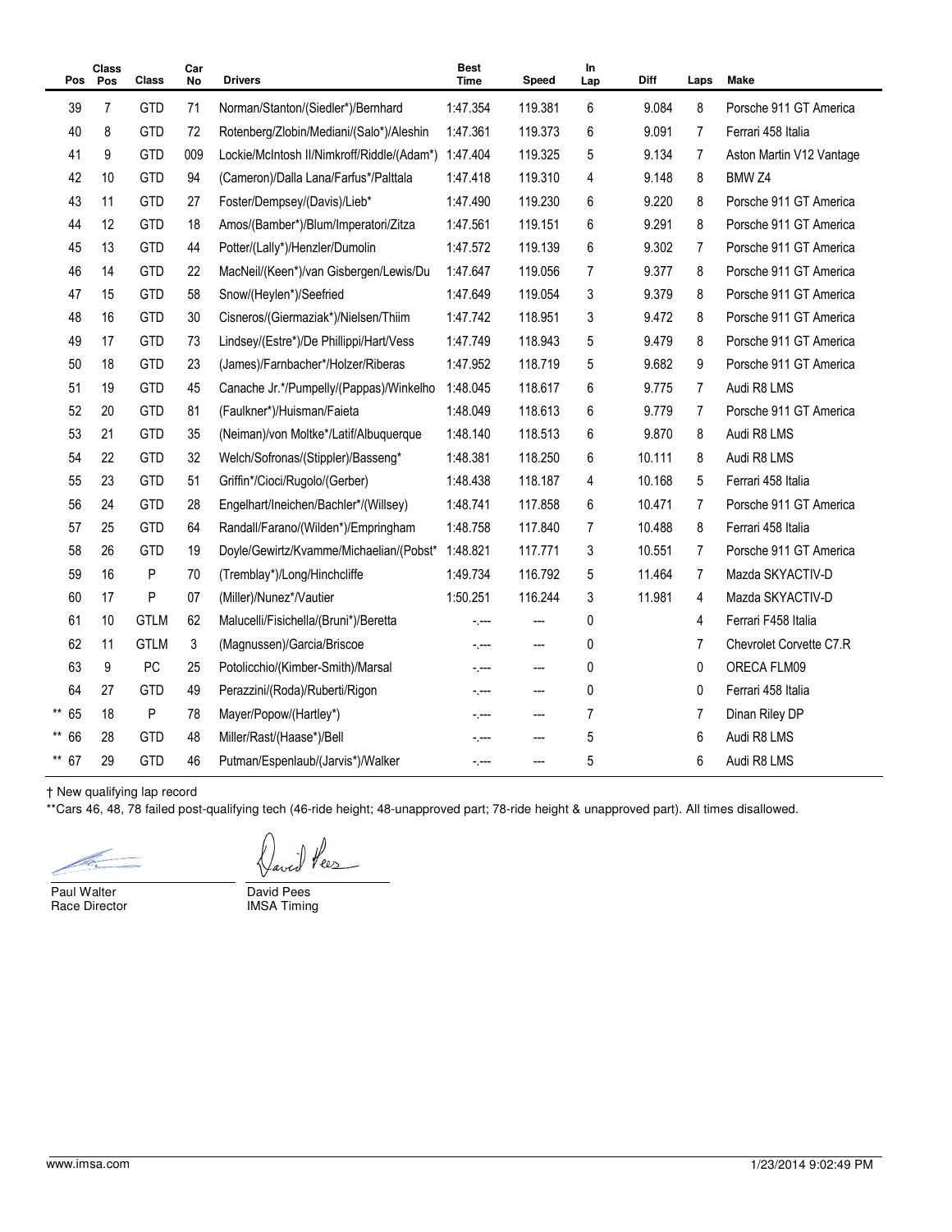| Pos | Class Pos | Class | Car No | Drivers | Best Time | Speed | In Lap | Diff | Laps | Make |
|---|---|---|---|---|---|---|---|---|---|---|
| 39 | 7 | GTD | 71 | Norman/Stanton/(Siedler*)/Bernhard | 1:47.354 | 119.381 | 6 | 9.084 | 8 | Porsche 911 GT America |
| 40 | 8 | GTD | 72 | Rotenberg/Zlobin/Mediani/(Salo*)/Aleshin | 1:47.361 | 119.373 | 6 | 9.091 | 7 | Ferrari 458 Italia |
| 41 | 9 | GTD | 009 | Lockie/McIntosh II/Nimkroff/Riddle/(Adam*) | 1:47.404 | 119.325 | 5 | 9.134 | 7 | Aston Martin V12 Vantage |
| 42 | 10 | GTD | 94 | (Cameron)/Dalla Lana/Farfus*/Palttala | 1:47.418 | 119.310 | 4 | 9.148 | 8 | BMW Z4 |
| 43 | 11 | GTD | 27 | Foster/Dempsey/(Davis)/Lieb* | 1:47.490 | 119.230 | 6 | 9.220 | 8 | Porsche 911 GT America |
| 44 | 12 | GTD | 18 | Amos/(Bamber*)/Blum/Imperatori/Zitza | 1:47.561 | 119.151 | 6 | 9.291 | 8 | Porsche 911 GT America |
| 45 | 13 | GTD | 44 | Potter/(Lally*)/Henzler/Dumolin | 1:47.572 | 119.139 | 6 | 9.302 | 7 | Porsche 911 GT America |
| 46 | 14 | GTD | 22 | MacNeil/(Keen*)/van Gisbergen/Lewis/Du | 1:47.647 | 119.056 | 7 | 9.377 | 8 | Porsche 911 GT America |
| 47 | 15 | GTD | 58 | Snow/(Heylen*)/Seefried | 1:47.649 | 119.054 | 3 | 9.379 | 8 | Porsche 911 GT America |
| 48 | 16 | GTD | 30 | Cisneros/(Giermaziak*)/Nielsen/Thiim | 1:47.742 | 118.951 | 3 | 9.472 | 8 | Porsche 911 GT America |
| 49 | 17 | GTD | 73 | Lindsey/(Estre*)/De Phillippi/Hart/Vess | 1:47.749 | 118.943 | 5 | 9.479 | 8 | Porsche 911 GT America |
| 50 | 18 | GTD | 23 | (James)/Farnbacher*/Holzer/Riberas | 1:47.952 | 118.719 | 5 | 9.682 | 9 | Porsche 911 GT America |
| 51 | 19 | GTD | 45 | Canache Jr.*/Pumpelly/(Pappas)/Winkelho | 1:48.045 | 118.617 | 6 | 9.775 | 7 | Audi R8 LMS |
| 52 | 20 | GTD | 81 | (Faulkner*)/Huisman/Faieta | 1:48.049 | 118.613 | 6 | 9.779 | 7 | Porsche 911 GT America |
| 53 | 21 | GTD | 35 | (Neiman)/von Moltke*/Latif/Albuquerque | 1:48.140 | 118.513 | 6 | 9.870 | 8 | Audi R8 LMS |
| 54 | 22 | GTD | 32 | Welch/Sofronas/(Stippler)/Basseng* | 1:48.381 | 118.250 | 6 | 10.111 | 8 | Audi R8 LMS |
| 55 | 23 | GTD | 51 | Griffin*/Cioci/Rugolo/(Gerber) | 1:48.438 | 118.187 | 4 | 10.168 | 5 | Ferrari 458 Italia |
| 56 | 24 | GTD | 28 | Engelhart/Ineichen/Bachler*/(Willsey) | 1:48.741 | 117.858 | 6 | 10.471 | 7 | Porsche 911 GT America |
| 57 | 25 | GTD | 64 | Randall/Farano/(Wilden*)/Empringham | 1:48.758 | 117.840 | 7 | 10.488 | 8 | Ferrari 458 Italia |
| 58 | 26 | GTD | 19 | Doyle/Gewirtz/Kvamme/Michaelian/(Pobst* | 1:48.821 | 117.771 | 3 | 10.551 | 7 | Porsche 911 GT America |
| 59 | 16 | P | 70 | (Tremblay*)/Long/Hinchcliffe | 1:49.734 | 116.792 | 5 | 11.464 | 7 | Mazda SKYACTIV-D |
| 60 | 17 | P | 07 | (Miller)/Nunez*/Vautier | 1:50.251 | 116.244 | 3 | 11.981 | 4 | Mazda SKYACTIV-D |
| 61 | 10 | GTLM | 62 | Malucelli/Fisichella/(Bruni*)/Beretta | -.--- | --- | 0 | | 4 | Ferrari F458 Italia |
| 62 | 11 | GTLM | 3 | (Magnussen)/Garcia/Briscoe | -.--- | --- | 0 | | 7 | Chevrolet Corvette C7.R |
| 63 | 9 | PC | 25 | Potolicchio/(Kimber-Smith)/Marsal | -.--- | --- | 0 | | 0 | ORECA FLM09 |
| 64 | 27 | GTD | 49 | Perazzini/(Roda)/Ruberti/Rigon | -.--- | --- | 0 | | 0 | Ferrari 458 Italia |
| ** 65 | 18 | P | 78 | Mayer/Popow/(Hartley*) | -.--- | --- | 7 | | 7 | Dinan Riley DP |
| ** 66 | 28 | GTD | 48 | Miller/Rast/(Haase*)/Bell | -.--- | --- | 5 | | 6 | Audi R8 LMS |
| ** 67 | 29 | GTD | 46 | Putman/Espenlaub/(Jarvis*)/Walker | -.--- | --- | 5 | | 6 | Audi R8 LMS |

† New qualifying lap record

**Cars 46, 48, 78 failed post-qualifying tech (46-ride height; 48-unapproved part; 78-ride height & unapproved part). All times disallowed.

Paul Walter
Race Director

David Pees
IMSA Timing

www.imsa.com

1/23/2014 9:02:49 PM